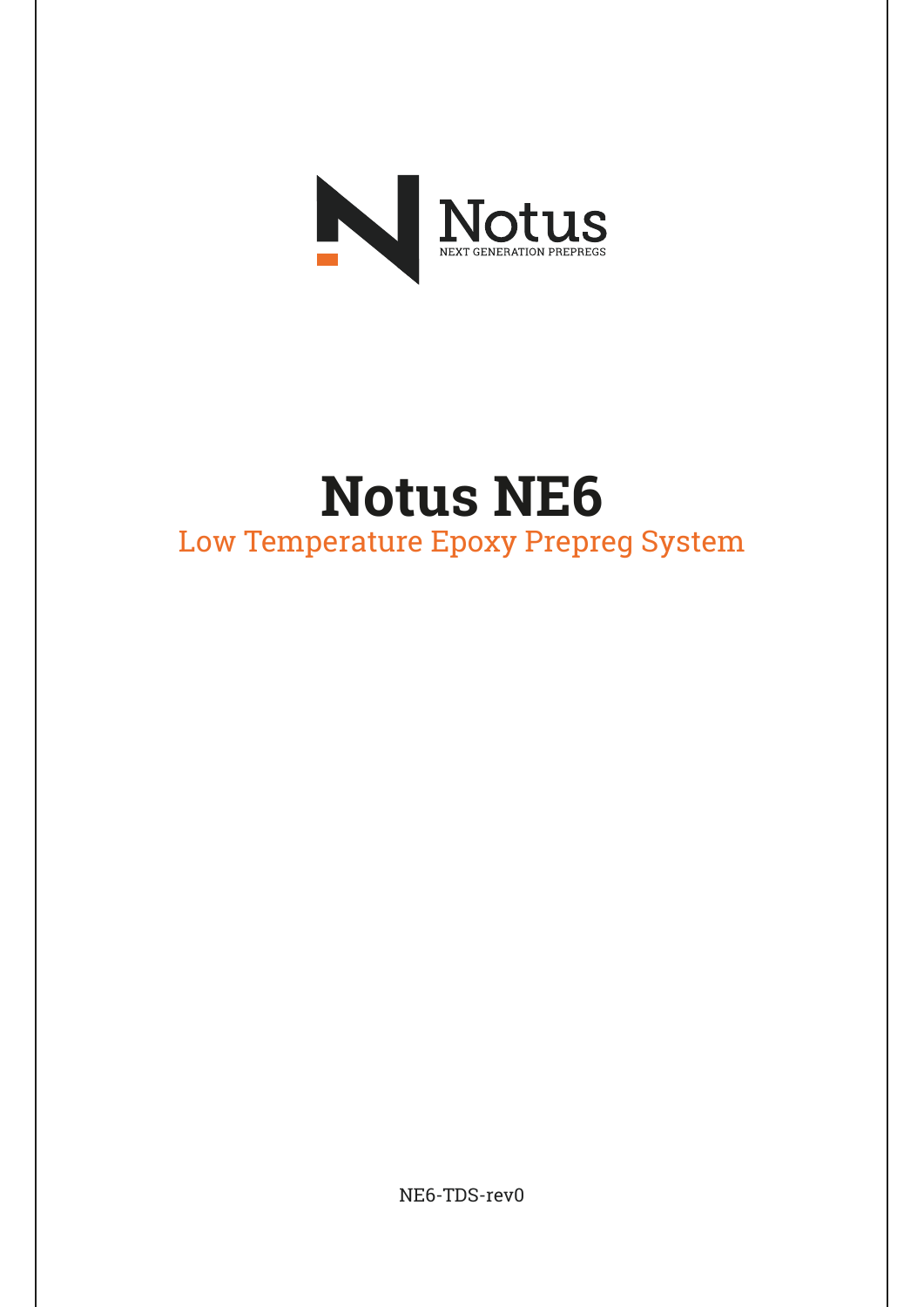Notus

NEXT GENERATION PREPREGS

# Notus NE6

## Low Temperature Epoxy Prepreg System

NE6-TDS-rev0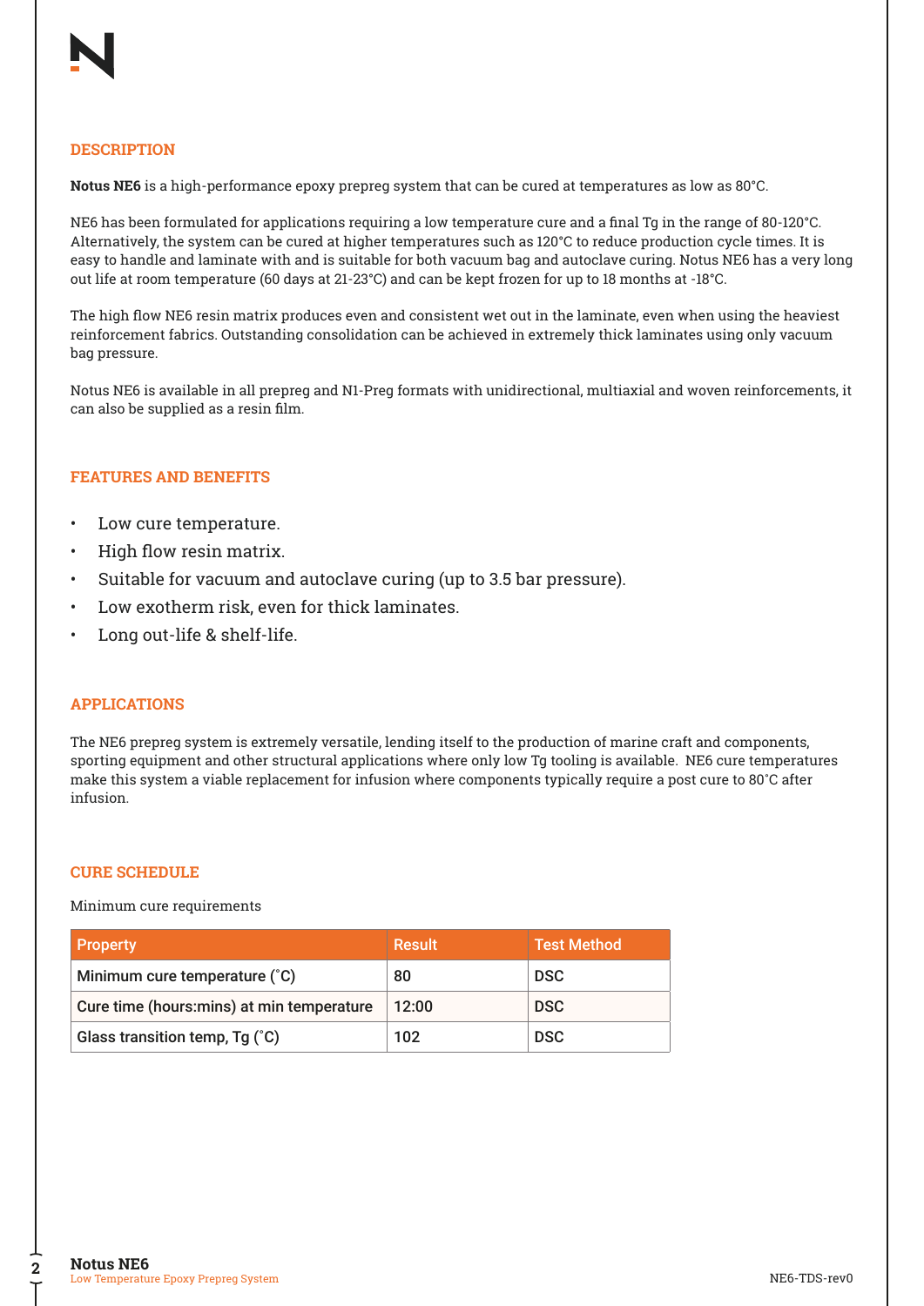## DESCRIPTION

**Notus NE6** is a high-performance epoxy prepreg system that can be cured at temperatures as low as 80°C.

NE6 has been formulated for applications requiring a low temperature cure and a final Tg in the range of 80-120°C. Alternatively, the system can be cured at higher temperatures such as 120°C to reduce production cycle times. It is easy to handle and laminate with and is suitable for both vacuum bag and autoclave curing. Notus NE6 has a very long out life at room temperature (60 days at 21-23°C) and can be kept frozen for up to 18 months at -18°C.

The high flow NE6 resin matrix produces even and consistent wet out in the laminate, even when using the heaviest reinforcement fabrics. Outstanding consolidation can be achieved in extremely thick laminates using only vacuum bag pressure.

Notus NE6 is available in all prepreg and N1-Preg formats with unidirectional, multiaxial and woven reinforcements, it can also be supplied as a resin film.

## FEATURES AND BENEFITS

- Low cure temperature.
- High flow resin matrix.
- Suitable for vacuum and autoclave curing (up to 3.5 bar pressure).
- Low exotherm risk, even for thick laminates.
- Long out-life & shelf-life.

## APPLICATIONS

The NE6 prepreg system is extremely versatile, lending itself to the production of marine craft and components, sporting equipment and other structural applications where only low Tg tooling is available. NE6 cure temperatures make this system a viable replacement for infusion where components typically require a post cure to 80˚C after infusion.

## CURE SCHEDULE

Minimum cure requirements

| Property | Result | Test Method |
|---|---|---|
| Minimum cure temperature (˚C) | 80 | DSC |
| Cure time (hours:mins) at min temperature | 12:00 | DSC |
| Glass transition temp, Tg (˚C) | 102 | DSC |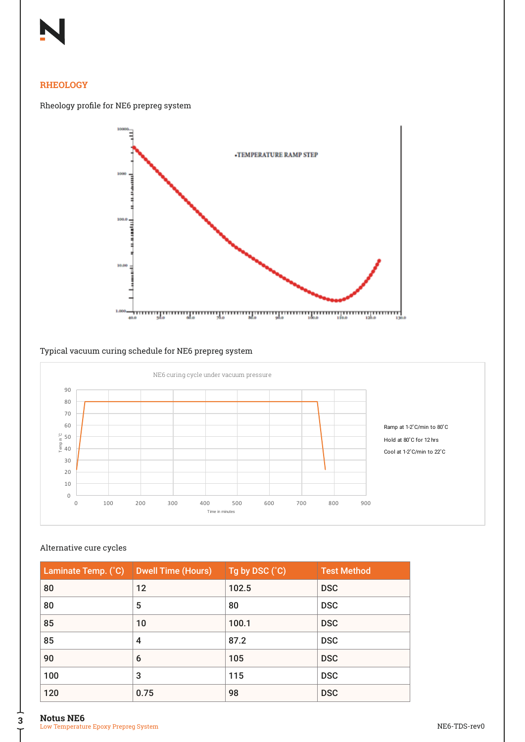## RHEOLOGY

Rheology profile for NE6 prepreg system

•TEMPERATURE RAMP STEP

10000

1000

100.0

10.00

1.000

40.0 50.0 60.0 70.0 80.0 90.0 100.0 110.0 120.0 130.0

Typical vacuum curing schedule for NE6 prepreg system

NE6 curing cycle under vacuum pressure

Temp in °C

0 10 20 30 40 50 60 70 80 90

Time in minutes

0 100 200 300 400 500 600 700 800 900

Ramp at 1-2°C/min to 80°C

Hold at 80°C for 12 hrs

Cool at 1-2°C/min to 22°C

Alternative cure cycles

| Laminate Temp. (°C) | Dwell Time (Hours) | Tg by DSC (°C) | Test Method |
|---|---|---|---|
| 80 | 12 | 102.5 | DSC |
| 80 | 5 | 80 | DSC |
| 85 | 10 | 100.1 | DSC |
| 85 | 4 | 87.2 | DSC |
| 90 | 6 | 105 | DSC |
| 100 | 3 | 115 | DSC |
| 120 | 0.75 | 98 | DSC |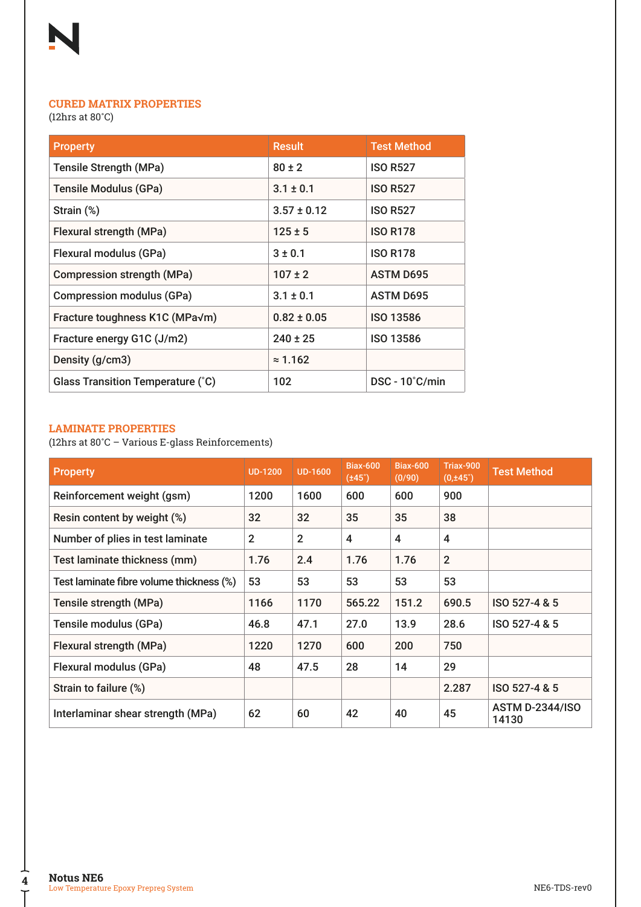## CURED MATRIX PROPERTIES

(12hrs at 80˚C)

| Property | Result | Test Method |
|---|---|---|
| Tensile Strength (MPa) | 80 ± 2 | ISO R527 |
| Tensile Modulus (GPa) | 3.1 ± 0.1 | ISO R527 |
| Strain (%) | 3.57 ± 0.12 | ISO R527 |
| Flexural strength (MPa) | 125 ± 5 | ISO R178 |
| Flexural modulus (GPa) | 3 ± 0.1 | ISO R178 |
| Compression strength (MPa) | 107 ± 2 | ASTM D695 |
| Compression modulus (GPa) | 3.1 ± 0.1 | ASTM D695 |
| Fracture toughness K1C (MPa√m) | 0.82 ± 0.05 | ISO 13586 |
| Fracture energy G1C (J/m2) | 240 ± 25 | ISO 13586 |
| Density (g/cm3) | ≈ 1.162 | |
| Glass Transition Temperature (˚C) | 102 | DSC - 10˚C/min |

## LAMINATE PROPERTIES

(12hrs at 80˚C – Various E-glass Reinforcements)

| Property | UD-1200 | UD-1600 | Biax-600 (±45˚) | Biax-600 (0/90) | Triax-900 (0,±45˚) | Test Method |
|---|---|---|---|---|---|---|
| Reinforcement weight (gsm) | 1200 | 1600 | 600 | 600 | 900 | |
| Resin content by weight (%) | 32 | 32 | 35 | 35 | 38 | |
| Number of plies in test laminate | 2 | 2 | 4 | 4 | 4 | |
| Test laminate thickness (mm) | 1.76 | 2.4 | 1.76 | 1.76 | 2 | |
| Test laminate fibre volume thickness (%) | 53 | 53 | 53 | 53 | 53 | |
| Tensile strength (MPa) | 1166 | 1170 | 565.22 | 151.2 | 690.5 | ISO 527-4 & 5 |
| Tensile modulus (GPa) | 46.8 | 47.1 | 27.0 | 13.9 | 28.6 | ISO 527-4 & 5 |
| Flexural strength (MPa) | 1220 | 1270 | 600 | 200 | 750 | |
| Flexural modulus (GPa) | 48 | 47.5 | 28 | 14 | 29 | |
| Strain to failure (%) | | | | | 2.287 | ISO 527-4 & 5 |
| Interlaminar shear strength (MPa) | 62 | 60 | 42 | 40 | 45 | ASTM D-2344/ISO 14130 |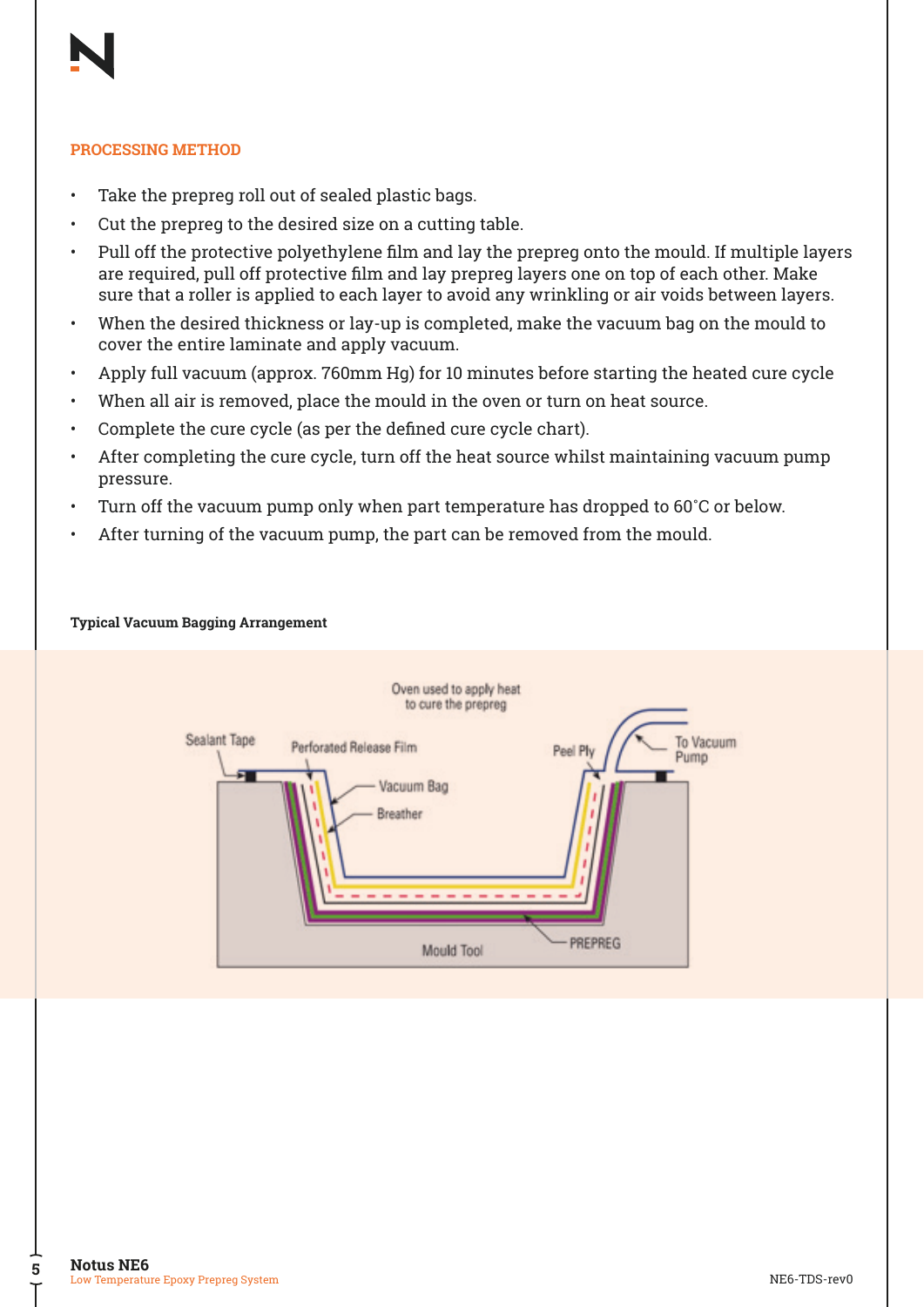## PROCESSING METHOD

- Take the prepreg roll out of sealed plastic bags.
- Cut the prepreg to the desired size on a cutting table.
- Pull off the protective polyethylene film and lay the prepreg onto the mould. If multiple layers are required, pull off protective film and lay prepreg layers one on top of each other. Make sure that a roller is applied to each layer to avoid any wrinkling or air voids between layers.
- When the desired thickness or lay-up is completed, make the vacuum bag on the mould to cover the entire laminate and apply vacuum.
- Apply full vacuum (approx. 760mm Hg) for 10 minutes before starting the heated cure cycle
- When all air is removed, place the mould in the oven or turn on heat source.
- Complete the cure cycle (as per the defined cure cycle chart).
- After completing the cure cycle, turn off the heat source whilst maintaining vacuum pump pressure.
- Turn off the vacuum pump only when part temperature has dropped to 60˚C or below.
- After turning of the vacuum pump, the part can be removed from the mould.

**Typical Vacuum Bagging Arrangement**

Oven used to apply heat to cure the prepreg

Sealant Tape

Perforated Release Film

Vacuum Bag

Breather

Peel Ply

To Vacuum Pump

Mould Tool

PREPREG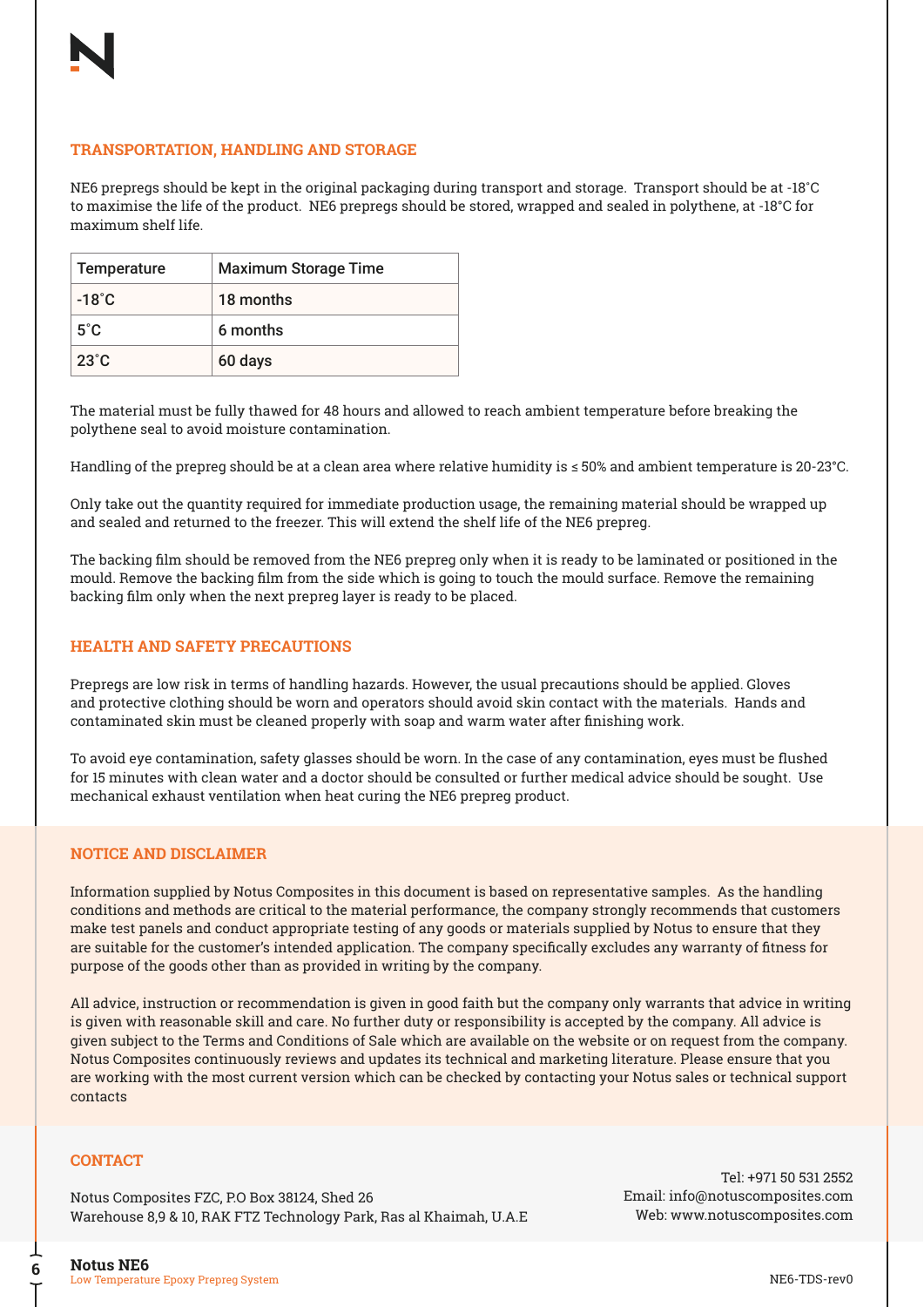## TRANSPORTATION, HANDLING AND STORAGE

NE6 prepregs should be kept in the original packaging during transport and storage. Transport should be at -18˚C to maximise the life of the product. NE6 prepregs should be stored, wrapped and sealed in polythene, at -18°C for maximum shelf life.

| Temperature | Maximum Storage Time |
|---|---|
| -18˚C | 18 months |
| 5˚C | 6 months |
| 23˚C | 60 days |

The material must be fully thawed for 48 hours and allowed to reach ambient temperature before breaking the polythene seal to avoid moisture contamination.

Handling of the prepreg should be at a clean area where relative humidity is ≤ 50% and ambient temperature is 20-23°C.

Only take out the quantity required for immediate production usage, the remaining material should be wrapped up and sealed and returned to the freezer. This will extend the shelf life of the NE6 prepreg.

The backing film should be removed from the NE6 prepreg only when it is ready to be laminated or positioned in the mould. Remove the backing film from the side which is going to touch the mould surface. Remove the remaining backing film only when the next prepreg layer is ready to be placed.

## HEALTH AND SAFETY PRECAUTIONS

Prepregs are low risk in terms of handling hazards. However, the usual precautions should be applied. Gloves and protective clothing should be worn and operators should avoid skin contact with the materials. Hands and contaminated skin must be cleaned properly with soap and warm water after finishing work.

To avoid eye contamination, safety glasses should be worn. In the case of any contamination, eyes must be flushed for 15 minutes with clean water and a doctor should be consulted or further medical advice should be sought. Use mechanical exhaust ventilation when heat curing the NE6 prepreg product.

## NOTICE AND DISCLAIMER

Information supplied by Notus Composites in this document is based on representative samples. As the handling conditions and methods are critical to the material performance, the company strongly recommends that customers make test panels and conduct appropriate testing of any goods or materials supplied by Notus to ensure that they are suitable for the customer's intended application. The company specifically excludes any warranty of fitness for purpose of the goods other than as provided in writing by the company.

All advice, instruction or recommendation is given in good faith but the company only warrants that advice in writing is given with reasonable skill and care. No further duty or responsibility is accepted by the company. All advice is given subject to the Terms and Conditions of Sale which are available on the website or on request from the company. Notus Composites continuously reviews and updates its technical and marketing literature. Please ensure that you are working with the most current version which can be checked by contacting your Notus sales or technical support contacts

## CONTACT

Notus Composites FZC, P.O Box 38124, Shed 26
Warehouse 8,9 & 10, RAK FTZ Technology Park, Ras al Khaimah, U.A.E

Tel: +971 50 531 2552
Email: info@notuscomposites.com
Web: www.notuscomposites.com